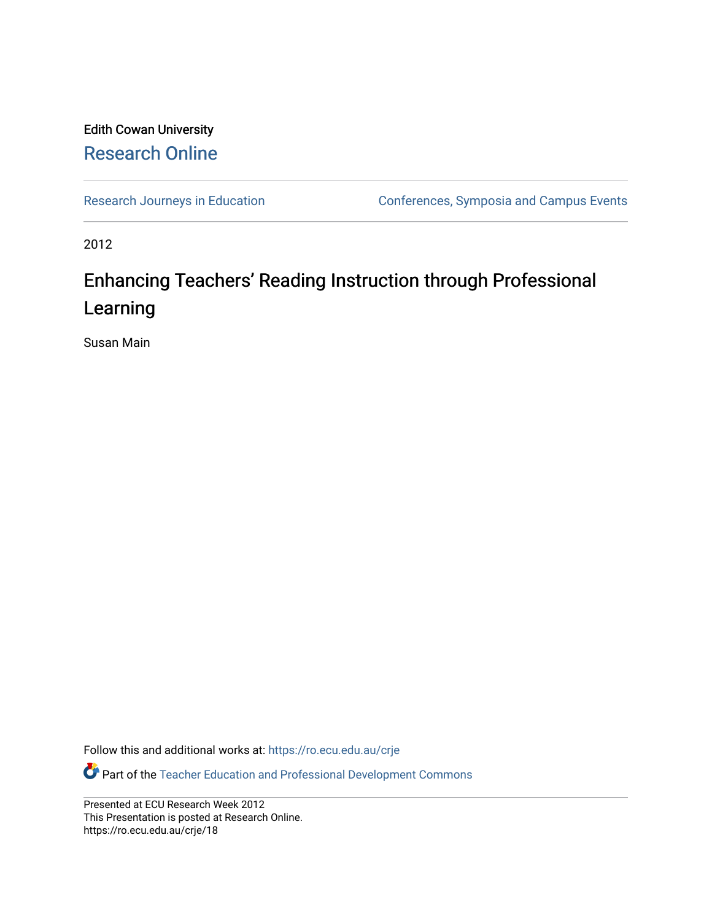Edith Cowan University

# Research Online

Research Journeys in Education

Conferences, Symposia and Campus Events

2012

## Enhancing Teachers' Reading Instruction through Professional Learning

Susan Main

Follow this and additional works at: https://ro.ecu.edu.au/crje

Part of the Teacher Education and Professional Development Commons

Presented at ECU Research Week 2012
This Presentation is posted at Research Online.
https://ro.ecu.edu.au/crje/18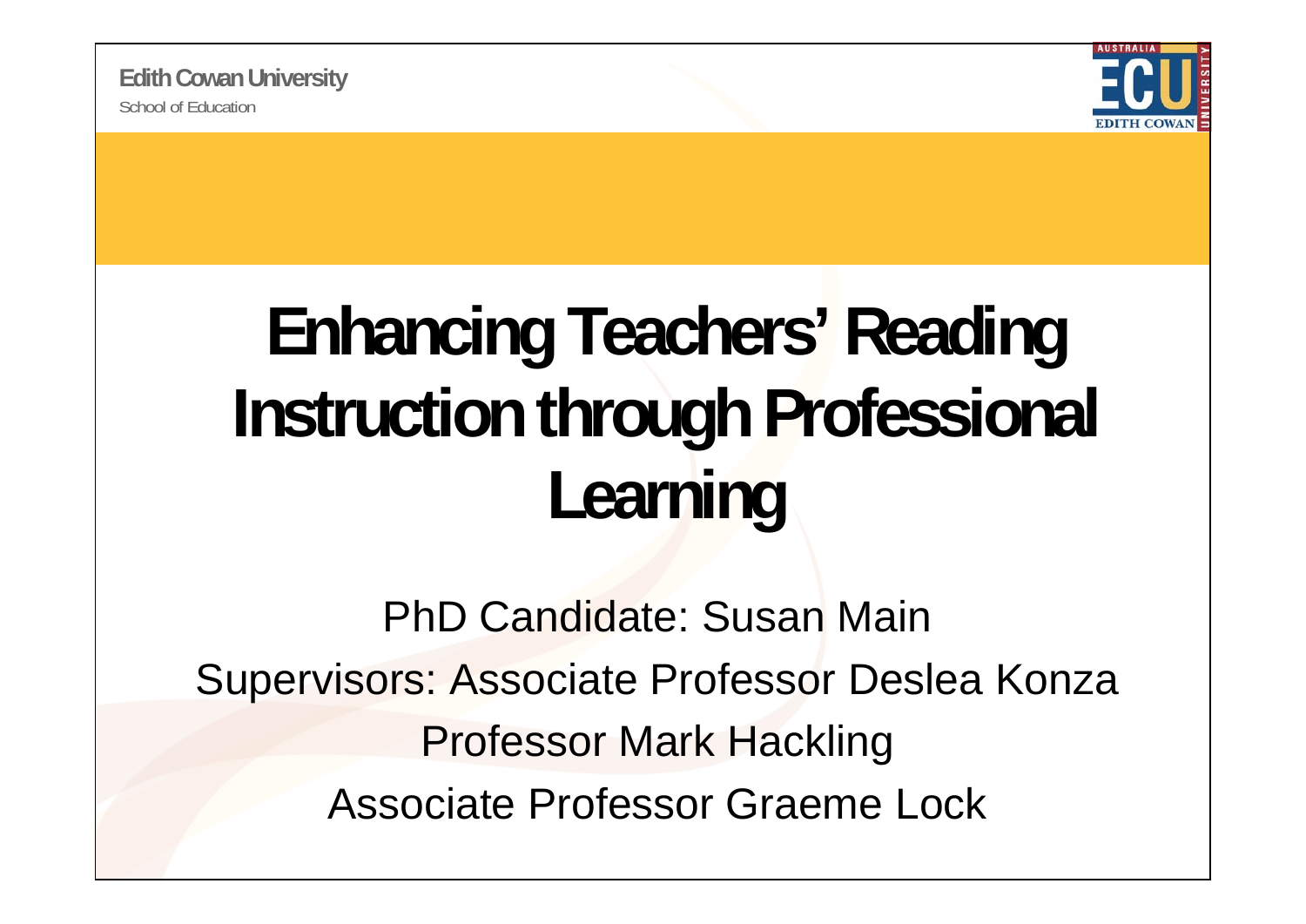Edith Cowan University

School of Education

# Enhancing Teachers' Reading Instruction through Professional Learning

PhD Candidate: Susan Main

Supervisors: Associate Professor Deslea Konza

Professor Mark Hackling

Associate Professor Graeme Lock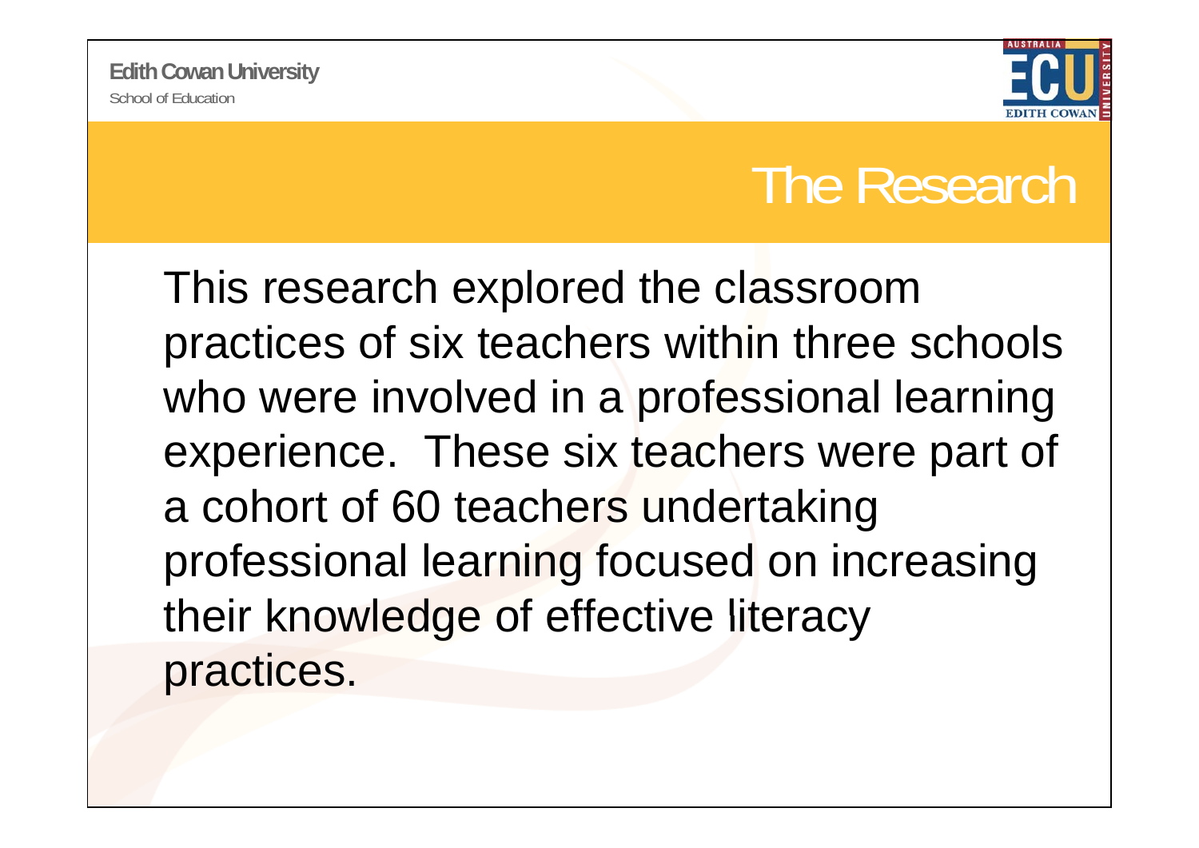# The Research

This research explored the classroom practices of six teachers within three schools who were involved in a professional learning experience. These six teachers were part of a cohort of 60 teachers undertaking professional learning focused on increasing their knowledge of effective literacy practices.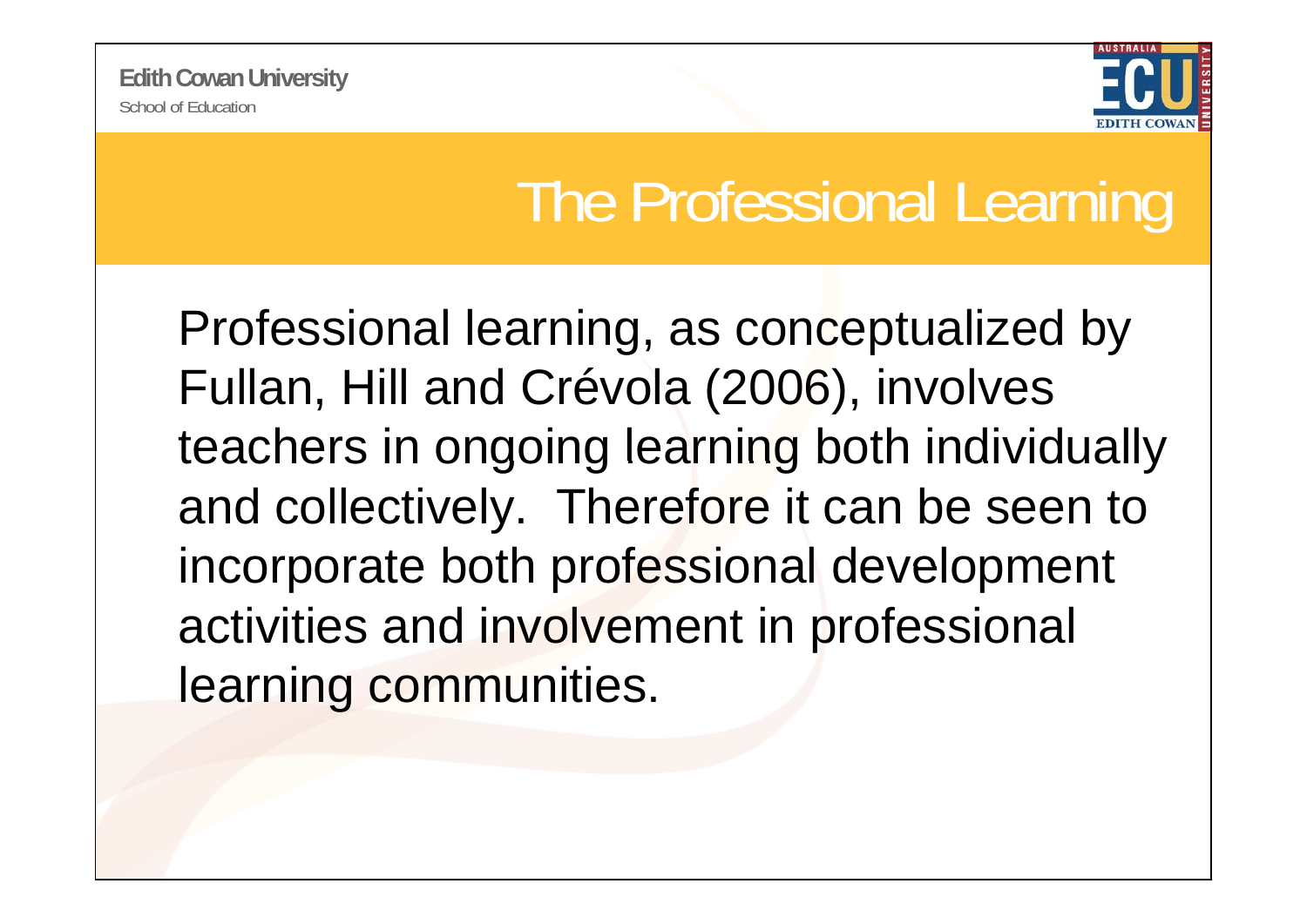# The Professional Learning

Professional learning, as conceptualized by Fullan, Hill and Crévola (2006), involves teachers in ongoing learning both individually and collectively. Therefore it can be seen to incorporate both professional development activities and involvement in professional learning communities.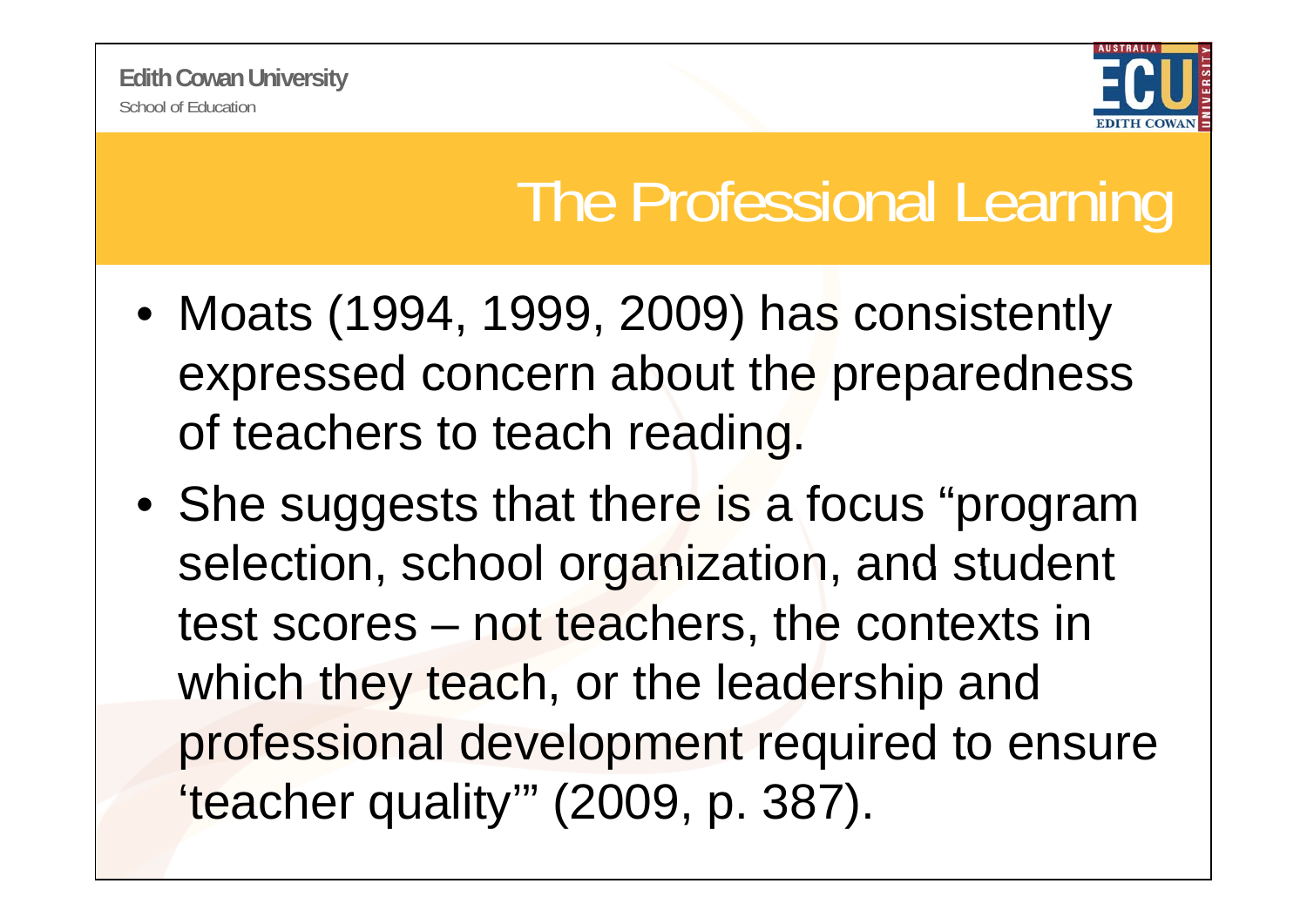# The Professional Learning

- Moats (1994, 1999, 2009) has consistently expressed concern about the preparedness of teachers to teach reading.
- She suggests that there is a focus "program selection, school organization, and student test scores – not teachers, the contexts in which they teach, or the leadership and professional development required to ensure 'teacher quality'" (2009, p. 387).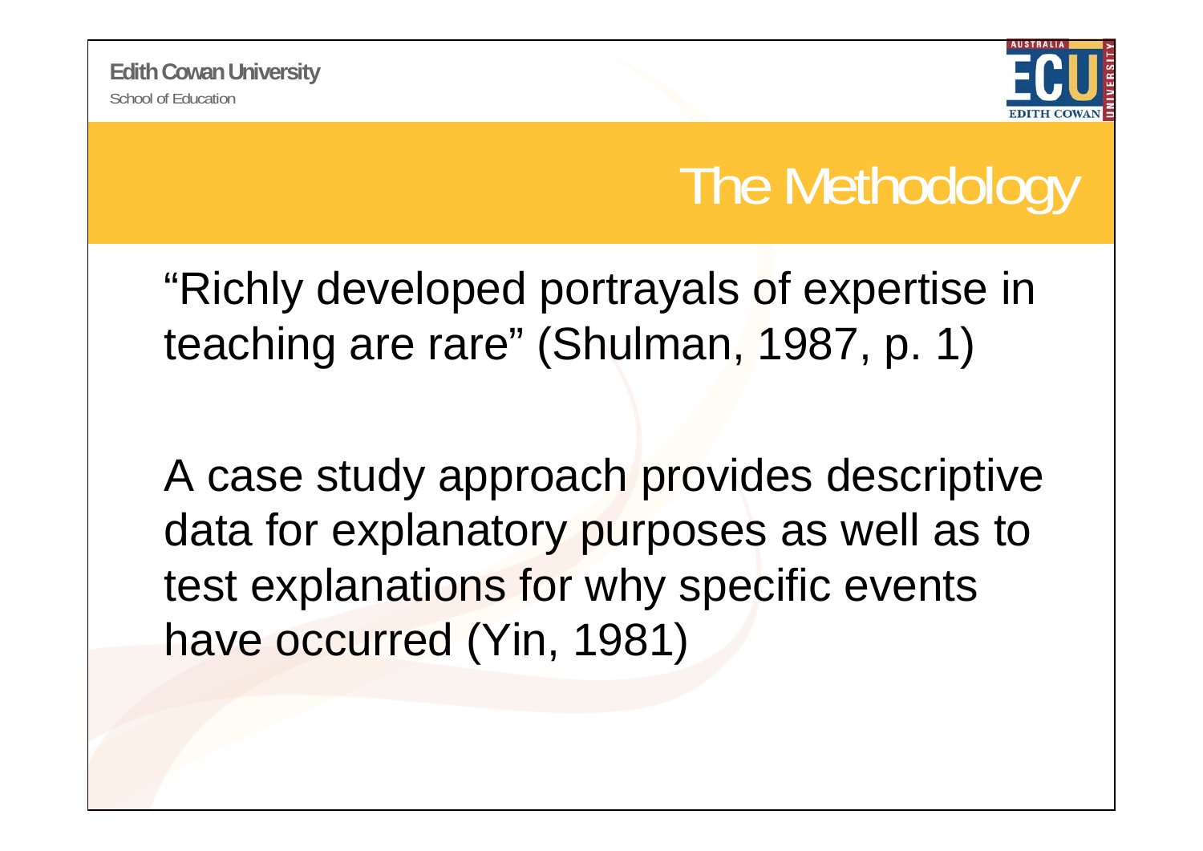# The Methodology

"Richly developed portrayals of expertise in teaching are rare" (Shulman, 1987, p. 1)

A case study approach provides descriptive data for explanatory purposes as well as to test explanations for why specific events have occurred (Yin, 1981)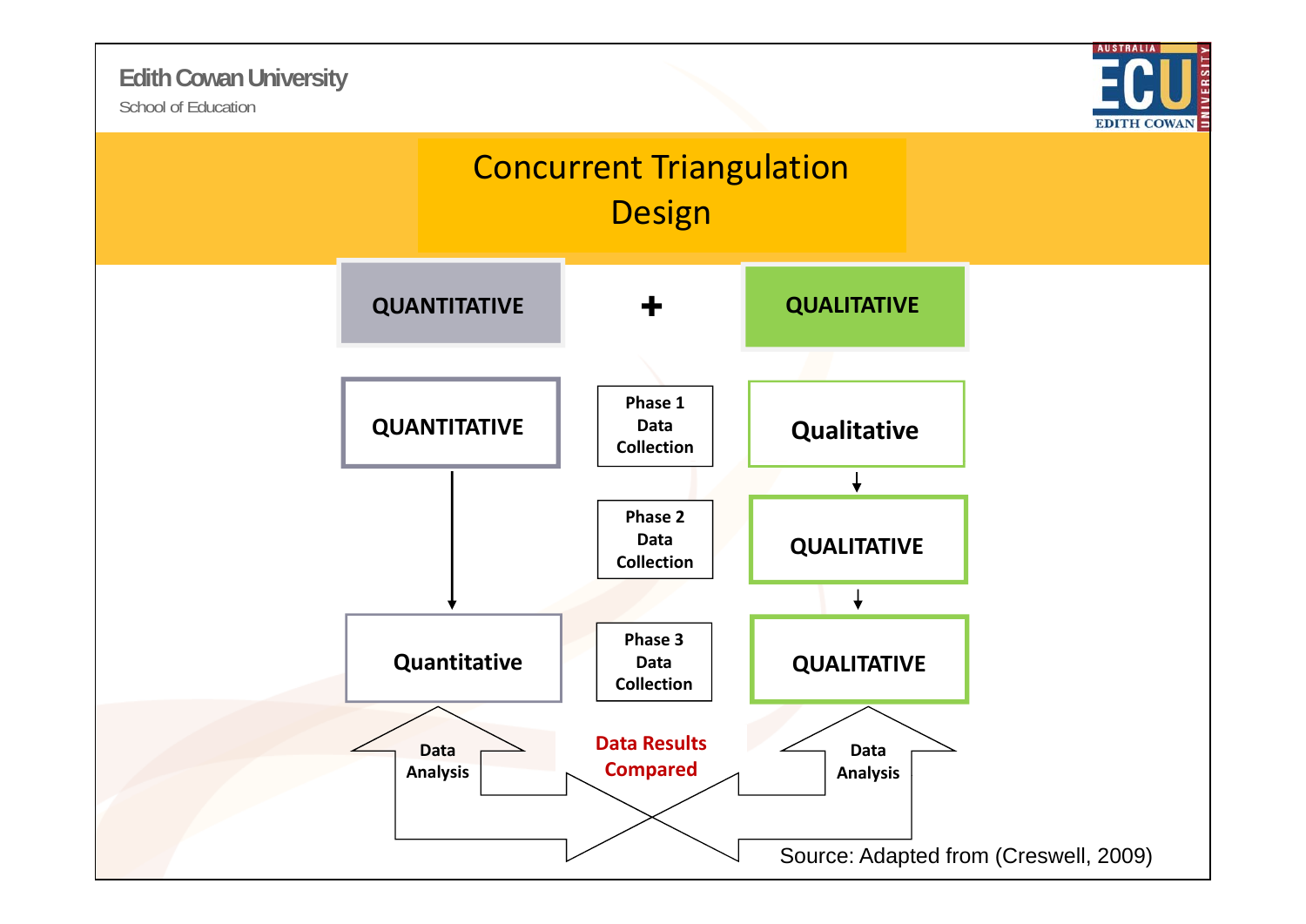# Concurrent Triangulation Design

**QUANTITATIVE** + **QUALITATIVE**

| QUANTITATIVE | Phase 1 Data Collection | Qualitative |
|---|---|---|
| | Phase 2 Data Collection | QUALITATIVE |
| Quantitative | Phase 3 Data Collection | QUALITATIVE |

Data Analysis — **Data Results Compared** — Data Analysis

Source: Adapted from (Creswell, 2009)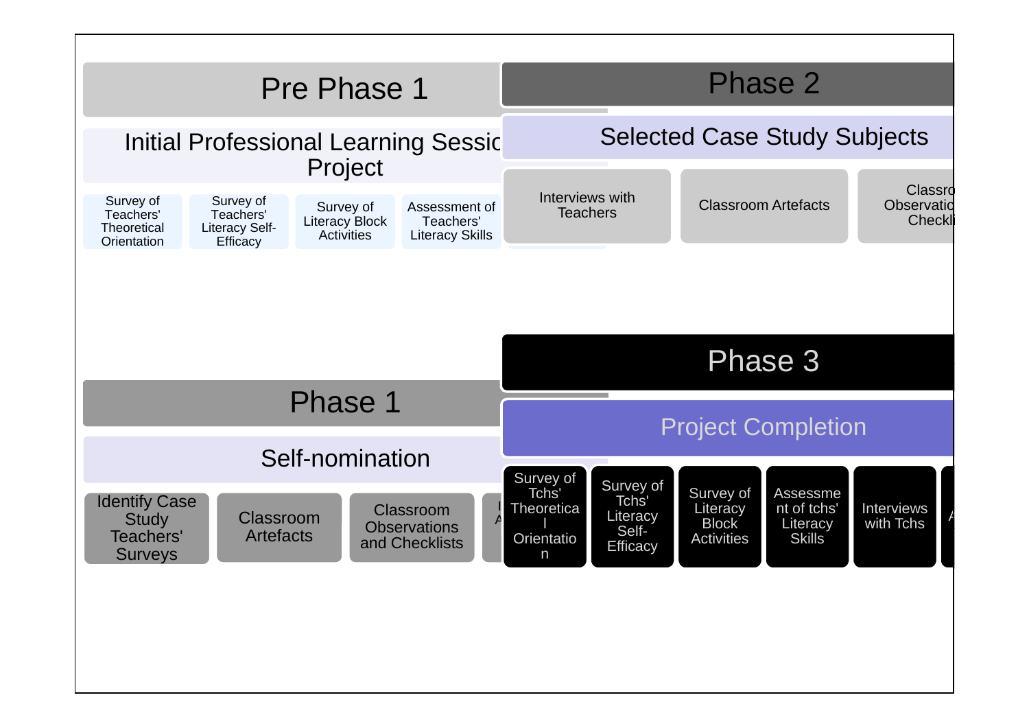## Pre Phase 1

**Initial Professional Learning Session Project**

- Survey of Teachers' Theoretical Orientation
- Survey of Teachers' Literacy Self-Efficacy
- Survey of Literacy Block Activities
- Assessment of Teachers' Literacy Skills

## Phase 2

**Selected Case Study Subjects**

- Interviews with Teachers
- Classroom Artefacts
- Classroom Observation Checklists

## Phase 1

**Self-nomination**

- Identify Case Study Teachers' Surveys
- Classroom Artefacts
- Classroom Observations and Checklists

## Phase 3

**Project Completion**

- Survey of Tchs' Theoretical Orientation
- Survey of Tchs' Literacy Self-Efficacy
- Survey of Literacy Block Activities
- Assessment of tchs' Literacy Skills
- Interviews with Tchs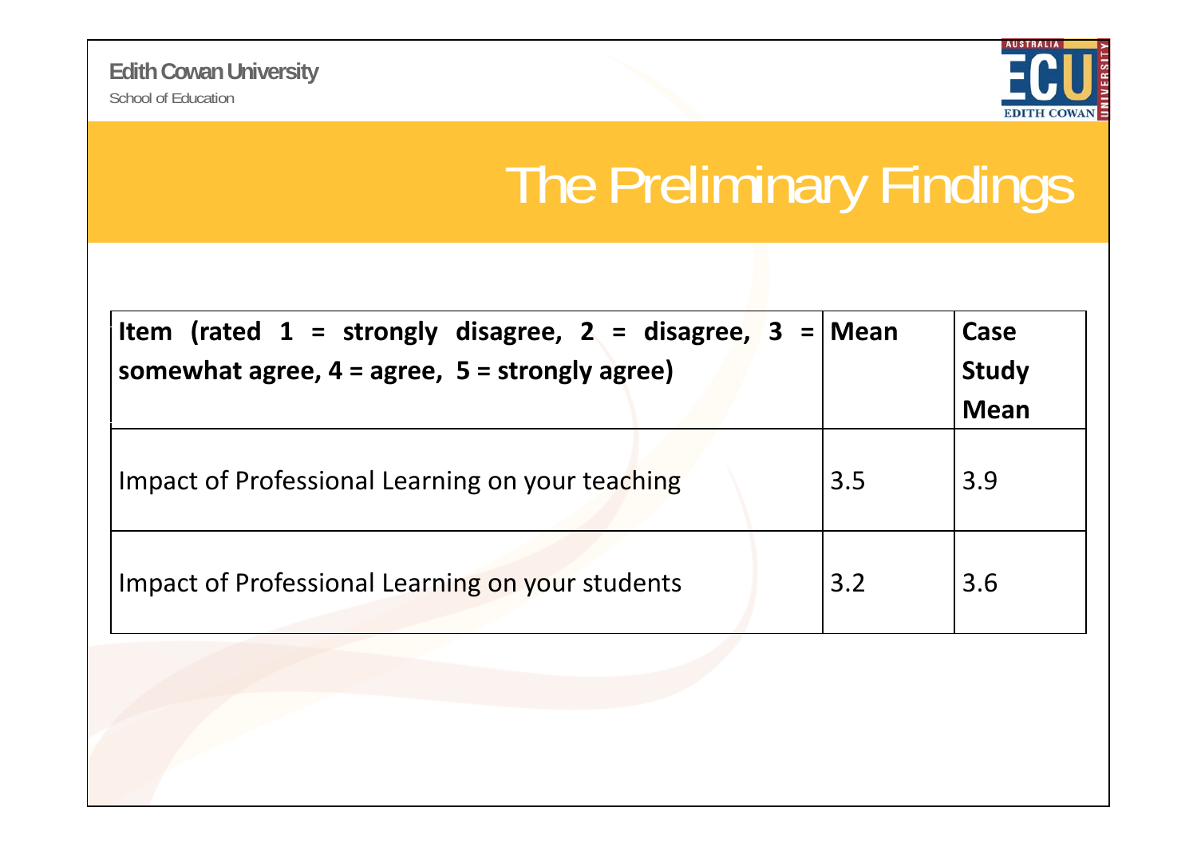# The Preliminary Findings

| Item (rated 1 = strongly disagree, 2 = disagree, 3 = somewhat agree, 4 = agree, 5 = strongly agree) | Mean | Case Study Mean |
|---|---|---|
| Impact of Professional Learning on your teaching | 3.5 | 3.9 |
| Impact of Professional Learning on your students | 3.2 | 3.6 |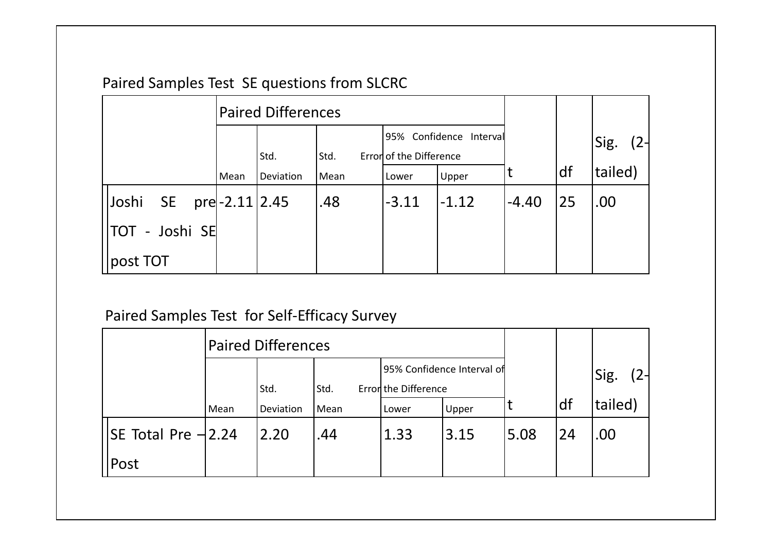Paired Samples Test SE questions from SLCRC

| | Paired Differences | | | | | t | df | Sig. (2-tailed) |
|---|---|---|---|---|---|---|---|---|
| | Mean | Std. Deviation | Std. Error Mean | 95% Confidence Interval of the Difference | | | | |
| | | | | Lower | Upper | | | |
| Joshi SE pre TOT - Joshi SE post TOT | -2.11 | 2.45 | .48 | -3.11 | -1.12 | -4.40 | 25 | .00 |

Paired Samples Test for Self-Efficacy Survey

| | Paired Differences | | | | | t | df | Sig. (2-tailed) |
|---|---|---|---|---|---|---|---|---|
| | Mean | Std. Deviation | Std. Error Mean | 95% Confidence Interval of the Difference | | | | |
| | | | | Lower | Upper | | | |
| SE Total Pre – Post | 2.24 | 2.20 | .44 | 1.33 | 3.15 | 5.08 | 24 | .00 |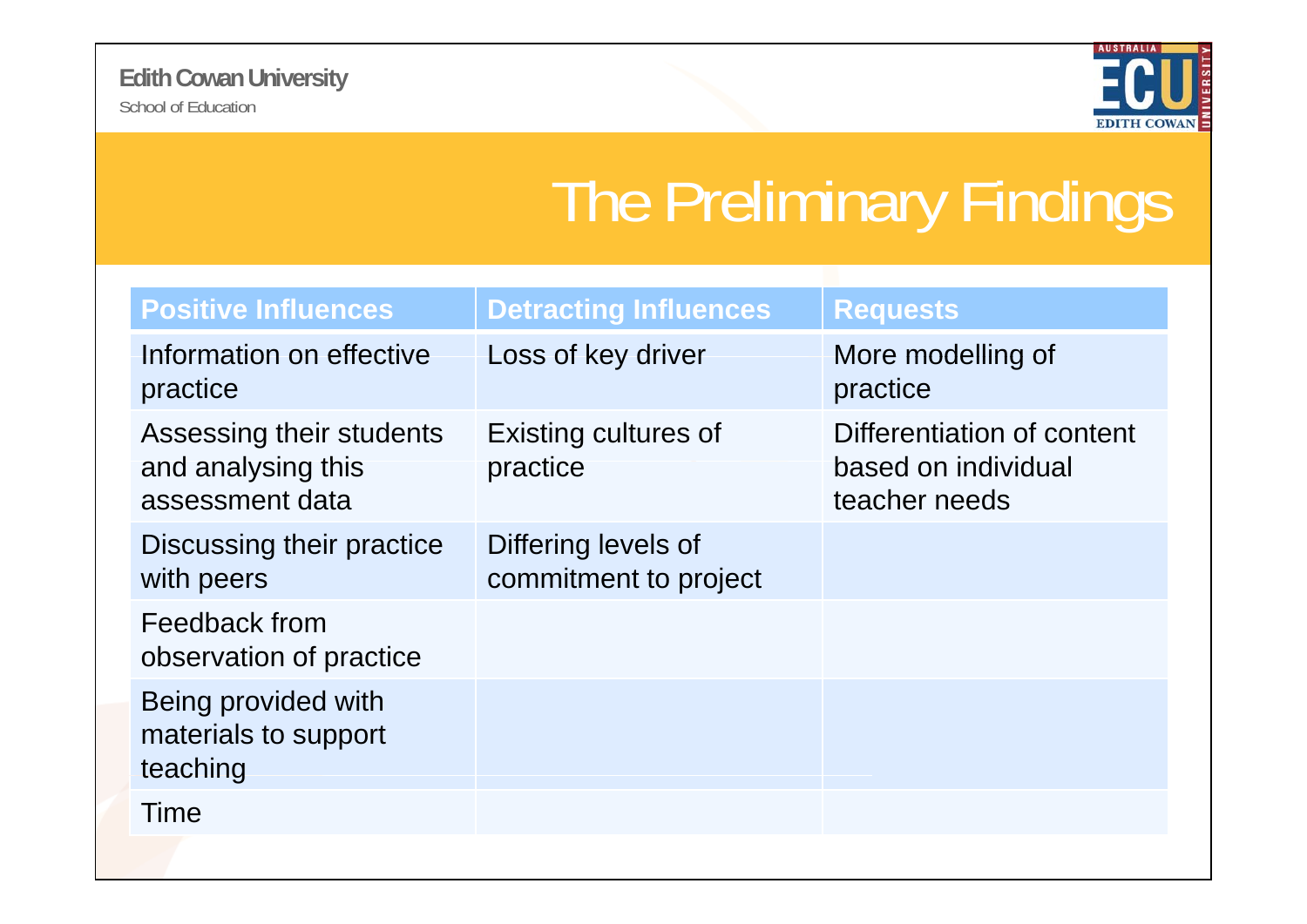# The Preliminary Findings

| Positive Influences | Detracting Influences | Requests |
| --- | --- | --- |
| Information on effective practice | Loss of key driver | More modelling of practice |
| Assessing their students and analysing this assessment data | Existing cultures of practice | Differentiation of content based on individual teacher needs |
| Discussing their practice with peers | Differing levels of commitment to project | |
| Feedback from observation of practice | | |
| Being provided with materials to support teaching | | |
| Time | | |